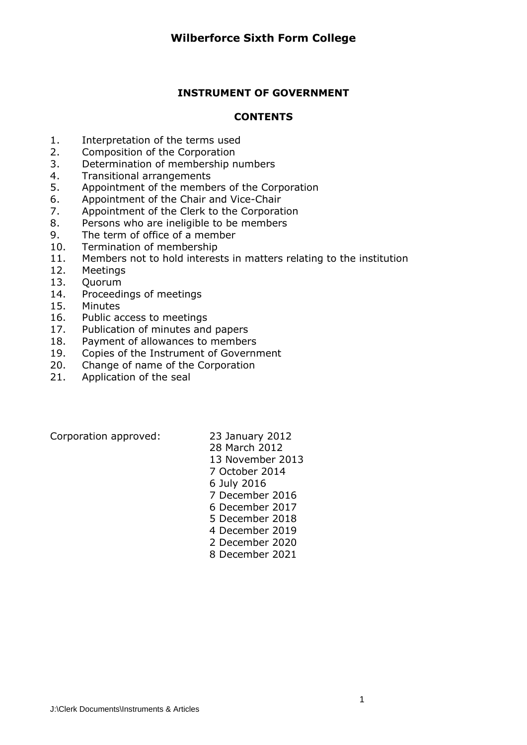# Wilberforce Sixth Form College

## INSTRUMENT OF GOVERNMENT

### CONTENTS

1. Interpretation of the terms used
2. Composition of the Corporation
3. Determination of membership numbers
4. Transitional arrangements
5. Appointment of the members of the Corporation
6. Appointment of the Chair and Vice-Chair
7. Appointment of the Clerk to the Corporation
8. Persons who are ineligible to be members
9. The term of office of a member
10. Termination of membership
11. Members not to hold interests in matters relating to the institution
12. Meetings
13. Quorum
14. Proceedings of meetings
15. Minutes
16. Public access to meetings
17. Publication of minutes and papers
18. Payment of allowances to members
19. Copies of the Instrument of Government
20. Change of name of the Corporation
21. Application of the seal

Corporation approved:

23 January 2012
28 March 2012
13 November 2013
7 October 2014
6 July 2016
7 December 2016
6 December 2017
5 December 2018
4 December 2019
2 December 2020
8 December 2021

J:\Clerk Documents\Instruments & Articles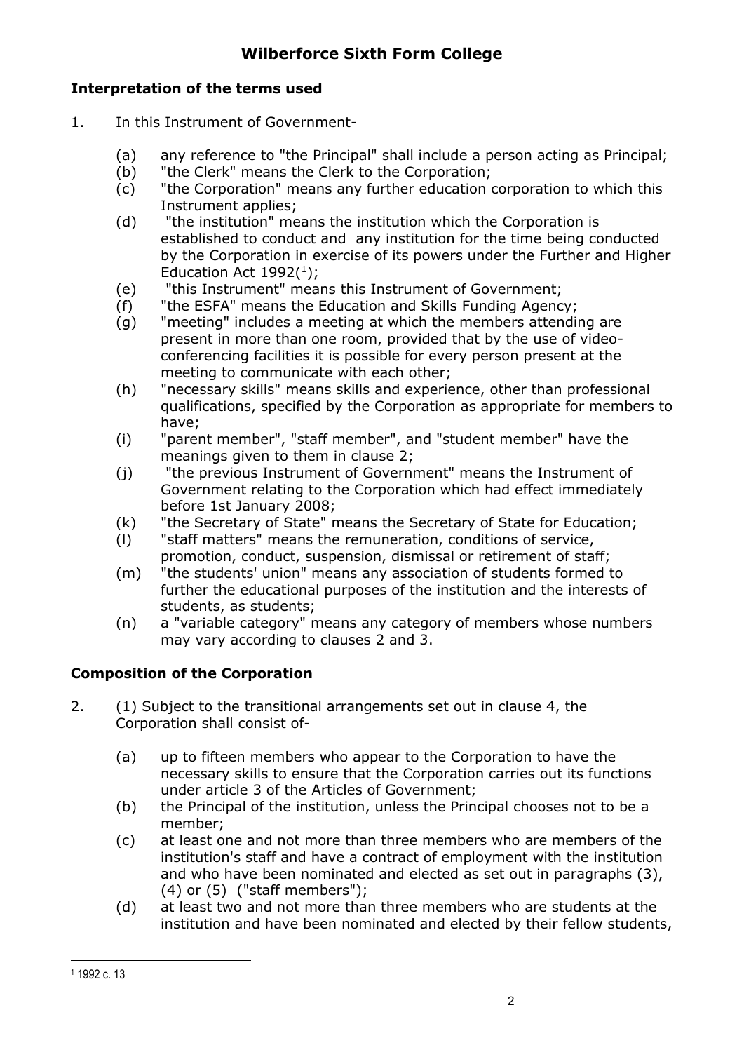# Wilberforce Sixth Form College

## Interpretation of the terms used

1. In this Instrument of Government-

   (a) any reference to "the Principal" shall include a person acting as Principal;
   (b) "the Clerk" means the Clerk to the Corporation;
   (c) "the Corporation" means any further education corporation to which this Instrument applies;
   (d) "the institution" means the institution which the Corporation is established to conduct and any institution for the time being conducted by the Corporation in exercise of its powers under the Further and Higher Education Act 1992([1]);
   (e) "this Instrument" means this Instrument of Government;
   (f) "the ESFA" means the Education and Skills Funding Agency;
   (g) "meeting" includes a meeting at which the members attending are present in more than one room, provided that by the use of video-conferencing facilities it is possible for every person present at the meeting to communicate with each other;
   (h) "necessary skills" means skills and experience, other than professional qualifications, specified by the Corporation as appropriate for members to have;
   (i) "parent member", "staff member", and "student member" have the meanings given to them in clause 2;
   (j) "the previous Instrument of Government" means the Instrument of Government relating to the Corporation which had effect immediately before 1st January 2008;
   (k) "the Secretary of State" means the Secretary of State for Education;
   (l) "staff matters" means the remuneration, conditions of service, promotion, conduct, suspension, dismissal or retirement of staff;
   (m) "the students' union" means any association of students formed to further the educational purposes of the institution and the interests of students, as students;
   (n) a "variable category" means any category of members whose numbers may vary according to clauses 2 and 3.

## Composition of the Corporation

2. (1) Subject to the transitional arrangements set out in clause 4, the Corporation shall consist of-

   (a) up to fifteen members who appear to the Corporation to have the necessary skills to ensure that the Corporation carries out its functions under article 3 of the Articles of Government;
   (b) the Principal of the institution, unless the Principal chooses not to be a member;
   (c) at least one and not more than three members who are members of the institution's staff and have a contract of employment with the institution and who have been nominated and elected as set out in paragraphs (3), (4) or (5) ("staff members");
   (d) at least two and not more than three members who are students at the institution and have been nominated and elected by their fellow students,

---

[1] 1992 c. 13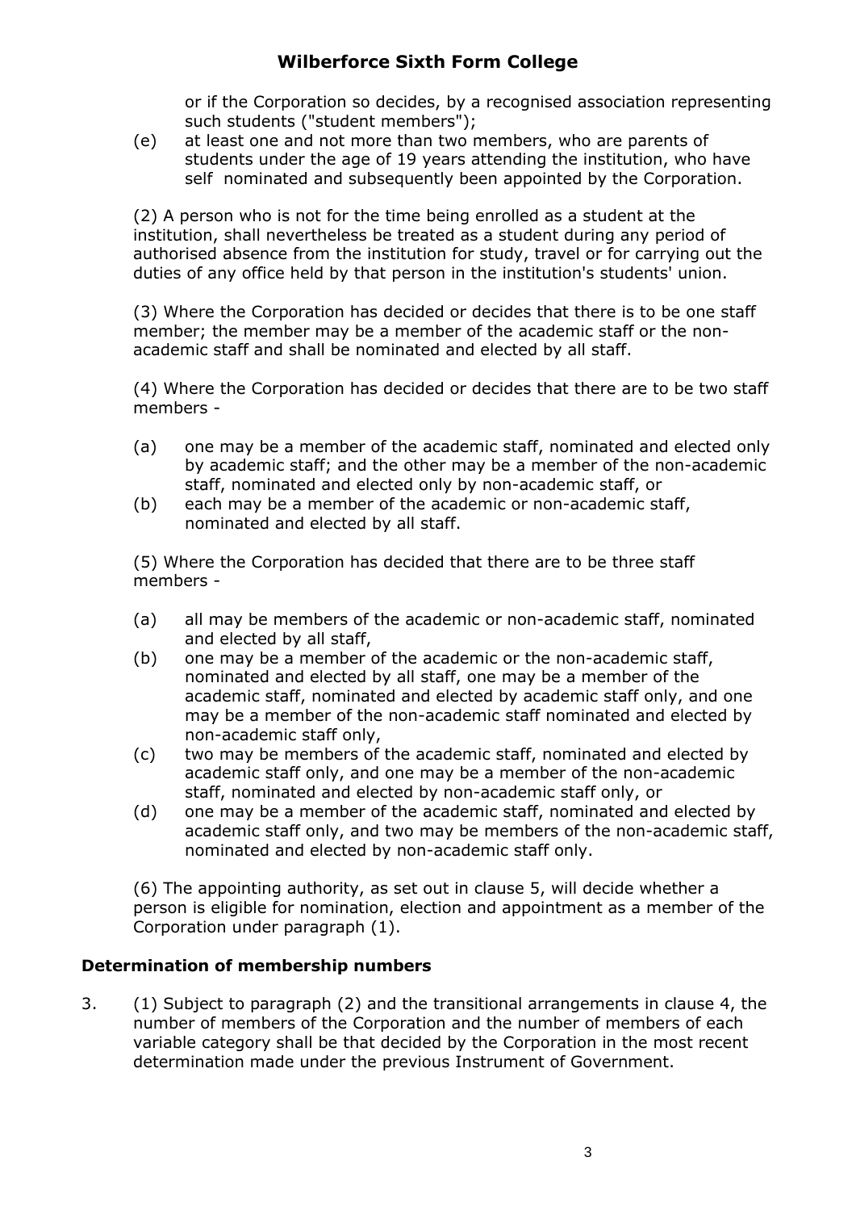or if the Corporation so decides, by a recognised association representing such students ("student members");

(e) at least one and not more than two members, who are parents of students under the age of 19 years attending the institution, who have self nominated and subsequently been appointed by the Corporation.

(2) A person who is not for the time being enrolled as a student at the institution, shall nevertheless be treated as a student during any period of authorised absence from the institution for study, travel or for carrying out the duties of any office held by that person in the institution's students' union.

(3) Where the Corporation has decided or decides that there is to be one staff member; the member may be a member of the academic staff or the non-academic staff and shall be nominated and elected by all staff.

(4) Where the Corporation has decided or decides that there are to be two staff members -

(a) one may be a member of the academic staff, nominated and elected only by academic staff; and the other may be a member of the non-academic staff, nominated and elected only by non-academic staff, or

(b) each may be a member of the academic or non-academic staff, nominated and elected by all staff.

(5) Where the Corporation has decided that there are to be three staff members -

(a) all may be members of the academic or non-academic staff, nominated and elected by all staff,

(b) one may be a member of the academic or the non-academic staff, nominated and elected by all staff, one may be a member of the academic staff, nominated and elected by academic staff only, and one may be a member of the non-academic staff nominated and elected by non-academic staff only,

(c) two may be members of the academic staff, nominated and elected by academic staff only, and one may be a member of the non-academic staff, nominated and elected by non-academic staff only, or

(d) one may be a member of the academic staff, nominated and elected by academic staff only, and two may be members of the non-academic staff, nominated and elected by non-academic staff only.

(6) The appointing authority, as set out in clause 5, will decide whether a person is eligible for nomination, election and appointment as a member of the Corporation under paragraph (1).

### Determination of membership numbers

3. (1) Subject to paragraph (2) and the transitional arrangements in clause 4, the number of members of the Corporation and the number of members of each variable category shall be that decided by the Corporation in the most recent determination made under the previous Instrument of Government.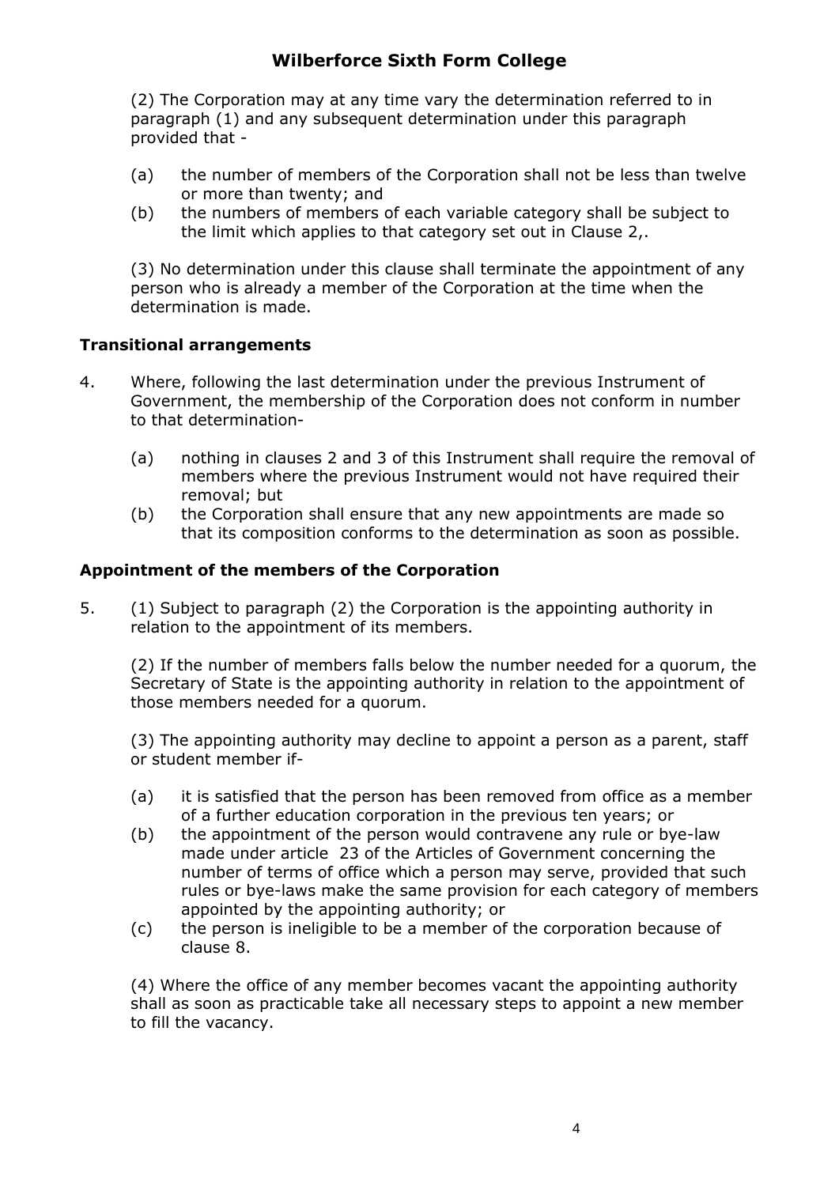(2) The Corporation may at any time vary the determination referred to in paragraph (1) and any subsequent determination under this paragraph provided that -

(a) the number of members of the Corporation shall not be less than twelve or more than twenty; and

(b) the numbers of members of each variable category shall be subject to the limit which applies to that category set out in Clause 2,.

(3) No determination under this clause shall terminate the appointment of any person who is already a member of the Corporation at the time when the determination is made.

### Transitional arrangements

4. Where, following the last determination under the previous Instrument of Government, the membership of the Corporation does not conform in number to that determination-

   (a) nothing in clauses 2 and 3 of this Instrument shall require the removal of members where the previous Instrument would not have required their removal; but

   (b) the Corporation shall ensure that any new appointments are made so that its composition conforms to the determination as soon as possible.

### Appointment of the members of the Corporation

5. (1) Subject to paragraph (2) the Corporation is the appointing authority in relation to the appointment of its members.

   (2) If the number of members falls below the number needed for a quorum, the Secretary of State is the appointing authority in relation to the appointment of those members needed for a quorum.

   (3) The appointing authority may decline to appoint a person as a parent, staff or student member if-

   (a) it is satisfied that the person has been removed from office as a member of a further education corporation in the previous ten years; or

   (b) the appointment of the person would contravene any rule or bye-law made under article 23 of the Articles of Government concerning the number of terms of office which a person may serve, provided that such rules or bye-laws make the same provision for each category of members appointed by the appointing authority; or

   (c) the person is ineligible to be a member of the corporation because of clause 8.

   (4) Where the office of any member becomes vacant the appointing authority shall as soon as practicable take all necessary steps to appoint a new member to fill the vacancy.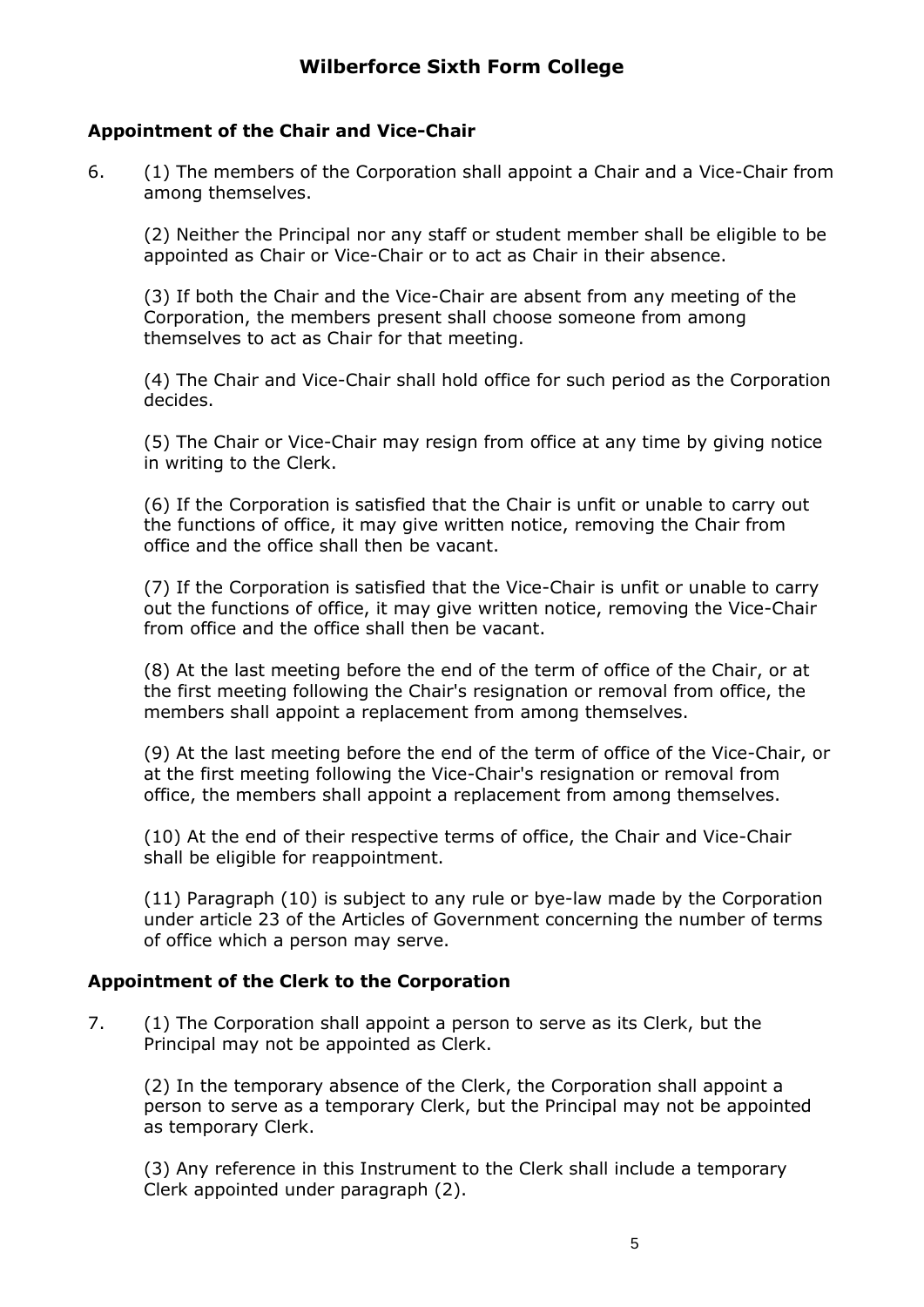## Appointment of the Chair and Vice-Chair

6. (1) The members of the Corporation shall appoint a Chair and a Vice-Chair from among themselves.

   (2) Neither the Principal nor any staff or student member shall be eligible to be appointed as Chair or Vice-Chair or to act as Chair in their absence.

   (3) If both the Chair and the Vice-Chair are absent from any meeting of the Corporation, the members present shall choose someone from among themselves to act as Chair for that meeting.

   (4) The Chair and Vice-Chair shall hold office for such period as the Corporation decides.

   (5) The Chair or Vice-Chair may resign from office at any time by giving notice in writing to the Clerk.

   (6) If the Corporation is satisfied that the Chair is unfit or unable to carry out the functions of office, it may give written notice, removing the Chair from office and the office shall then be vacant.

   (7) If the Corporation is satisfied that the Vice-Chair is unfit or unable to carry out the functions of office, it may give written notice, removing the Vice-Chair from office and the office shall then be vacant.

   (8) At the last meeting before the end of the term of office of the Chair, or at the first meeting following the Chair's resignation or removal from office, the members shall appoint a replacement from among themselves.

   (9) At the last meeting before the end of the term of office of the Vice-Chair, or at the first meeting following the Vice-Chair's resignation or removal from office, the members shall appoint a replacement from among themselves.

   (10) At the end of their respective terms of office, the Chair and Vice-Chair shall be eligible for reappointment.

   (11) Paragraph (10) is subject to any rule or bye-law made by the Corporation under article 23 of the Articles of Government concerning the number of terms of office which a person may serve.

## Appointment of the Clerk to the Corporation

7. (1) The Corporation shall appoint a person to serve as its Clerk, but the Principal may not be appointed as Clerk.

   (2) In the temporary absence of the Clerk, the Corporation shall appoint a person to serve as a temporary Clerk, but the Principal may not be appointed as temporary Clerk.

   (3) Any reference in this Instrument to the Clerk shall include a temporary Clerk appointed under paragraph (2).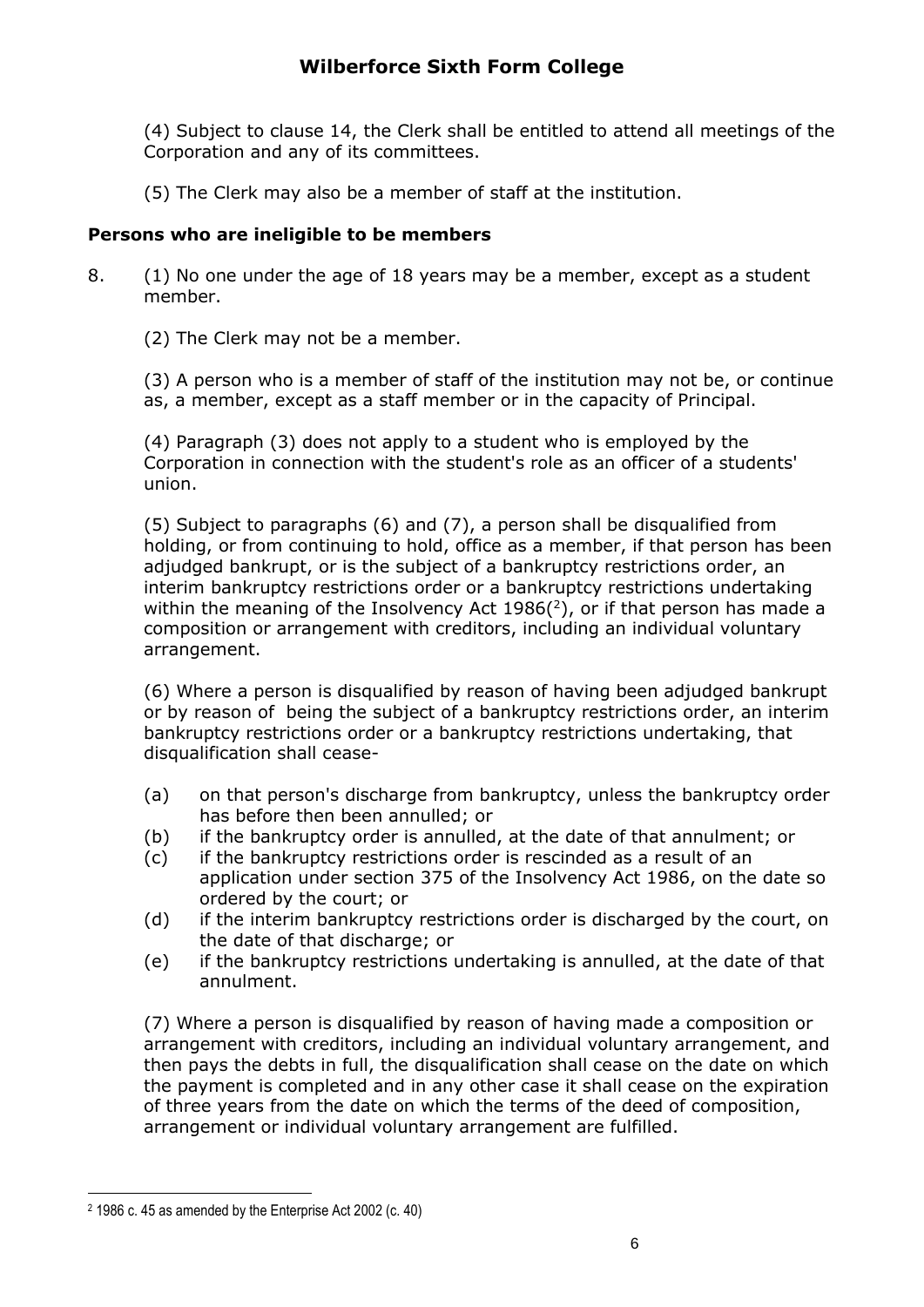(4) Subject to clause 14, the Clerk shall be entitled to attend all meetings of the Corporation and any of its committees.

(5) The Clerk may also be a member of staff at the institution.

**Persons who are ineligible to be members**

8. (1) No one under the age of 18 years may be a member, except as a student member.

(2) The Clerk may not be a member.

(3) A person who is a member of staff of the institution may not be, or continue as, a member, except as a staff member or in the capacity of Principal.

(4) Paragraph (3) does not apply to a student who is employed by the Corporation in connection with the student's role as an officer of a students' union.

(5) Subject to paragraphs (6) and (7), a person shall be disqualified from holding, or from continuing to hold, office as a member, if that person has been adjudged bankrupt, or is the subject of a bankruptcy restrictions order, an interim bankruptcy restrictions order or a bankruptcy restrictions undertaking within the meaning of the Insolvency Act 1986([2]), or if that person has made a composition or arrangement with creditors, including an individual voluntary arrangement.

(6) Where a person is disqualified by reason of having been adjudged bankrupt or by reason of being the subject of a bankruptcy restrictions order, an interim bankruptcy restrictions order or a bankruptcy restrictions undertaking, that disqualification shall cease-

(a) on that person's discharge from bankruptcy, unless the bankruptcy order has before then been annulled; or
(b) if the bankruptcy order is annulled, at the date of that annulment; or
(c) if the bankruptcy restrictions order is rescinded as a result of an application under section 375 of the Insolvency Act 1986, on the date so ordered by the court; or
(d) if the interim bankruptcy restrictions order is discharged by the court, on the date of that discharge; or
(e) if the bankruptcy restrictions undertaking is annulled, at the date of that annulment.

(7) Where a person is disqualified by reason of having made a composition or arrangement with creditors, including an individual voluntary arrangement, and then pays the debts in full, the disqualification shall cease on the date on which the payment is completed and in any other case it shall cease on the expiration of three years from the date on which the terms of the deed of composition, arrangement or individual voluntary arrangement are fulfilled.

---

[2] 1986 c. 45 as amended by the Enterprise Act 2002 (c. 40)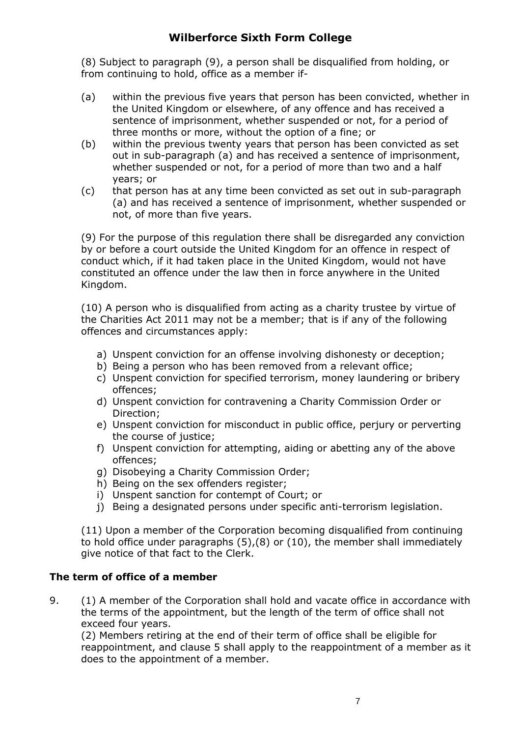(8) Subject to paragraph (9), a person shall be disqualified from holding, or from continuing to hold, office as a member if-

(a) within the previous five years that person has been convicted, whether in the United Kingdom or elsewhere, of any offence and has received a sentence of imprisonment, whether suspended or not, for a period of three months or more, without the option of a fine; or

(b) within the previous twenty years that person has been convicted as set out in sub-paragraph (a) and has received a sentence of imprisonment, whether suspended or not, for a period of more than two and a half years; or

(c) that person has at any time been convicted as set out in sub-paragraph (a) and has received a sentence of imprisonment, whether suspended or not, of more than five years.

(9) For the purpose of this regulation there shall be disregarded any conviction by or before a court outside the United Kingdom for an offence in respect of conduct which, if it had taken place in the United Kingdom, would not have constituted an offence under the law then in force anywhere in the United Kingdom.

(10) A person who is disqualified from acting as a charity trustee by virtue of the Charities Act 2011 may not be a member; that is if any of the following offences and circumstances apply:

a) Unspent conviction for an offense involving dishonesty or deception;
b) Being a person who has been removed from a relevant office;
c) Unspent conviction for specified terrorism, money laundering or bribery offences;
d) Unspent conviction for contravening a Charity Commission Order or Direction;
e) Unspent conviction for misconduct in public office, perjury or perverting the course of justice;
f) Unspent conviction for attempting, aiding or abetting any of the above offences;
g) Disobeying a Charity Commission Order;
h) Being on the sex offenders register;
i) Unspent sanction for contempt of Court; or
j) Being a designated persons under specific anti-terrorism legislation.

(11) Upon a member of the Corporation becoming disqualified from continuing to hold office under paragraphs (5),(8) or (10), the member shall immediately give notice of that fact to the Clerk.

### The term of office of a member

9. (1) A member of the Corporation shall hold and vacate office in accordance with the terms of the appointment, but the length of the term of office shall not exceed four years.
(2) Members retiring at the end of their term of office shall be eligible for reappointment, and clause 5 shall apply to the reappointment of a member as it does to the appointment of a member.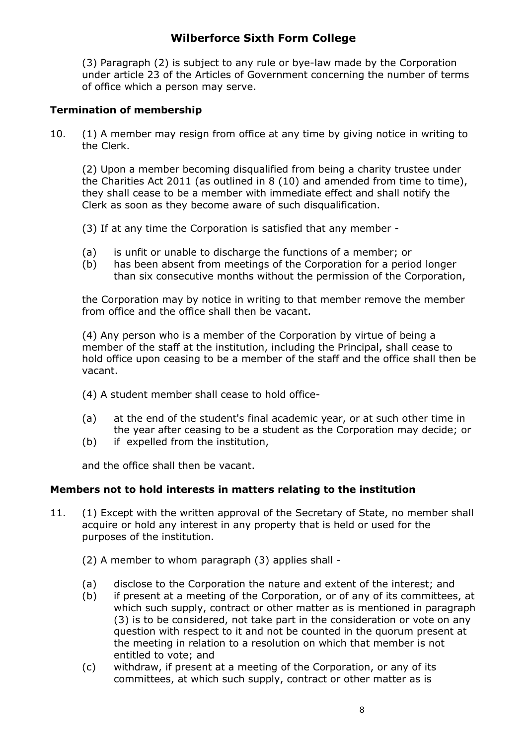(3) Paragraph (2) is subject to any rule or bye-law made by the Corporation under article 23 of the Articles of Government concerning the number of terms of office which a person may serve.

**Termination of membership**

10. (1) A member may resign from office at any time by giving notice in writing to the Clerk.

(2) Upon a member becoming disqualified from being a charity trustee under the Charities Act 2011 (as outlined in 8 (10) and amended from time to time), they shall cease to be a member with immediate effect and shall notify the Clerk as soon as they become aware of such disqualification.

(3) If at any time the Corporation is satisfied that any member -

(a) is unfit or unable to discharge the functions of a member; or
(b) has been absent from meetings of the Corporation for a period longer than six consecutive months without the permission of the Corporation,

the Corporation may by notice in writing to that member remove the member from office and the office shall then be vacant.

(4) Any person who is a member of the Corporation by virtue of being a member of the staff at the institution, including the Principal, shall cease to hold office upon ceasing to be a member of the staff and the office shall then be vacant.

(4) A student member shall cease to hold office-

(a) at the end of the student's final academic year, or at such other time in the year after ceasing to be a student as the Corporation may decide; or
(b) if expelled from the institution,

and the office shall then be vacant.

**Members not to hold interests in matters relating to the institution**

11. (1) Except with the written approval of the Secretary of State, no member shall acquire or hold any interest in any property that is held or used for the purposes of the institution.

(2) A member to whom paragraph (3) applies shall -

(a) disclose to the Corporation the nature and extent of the interest; and
(b) if present at a meeting of the Corporation, or of any of its committees, at which such supply, contract or other matter as is mentioned in paragraph (3) is to be considered, not take part in the consideration or vote on any question with respect to it and not be counted in the quorum present at the meeting in relation to a resolution on which that member is not entitled to vote; and
(c) withdraw, if present at a meeting of the Corporation, or any of its committees, at which such supply, contract or other matter as is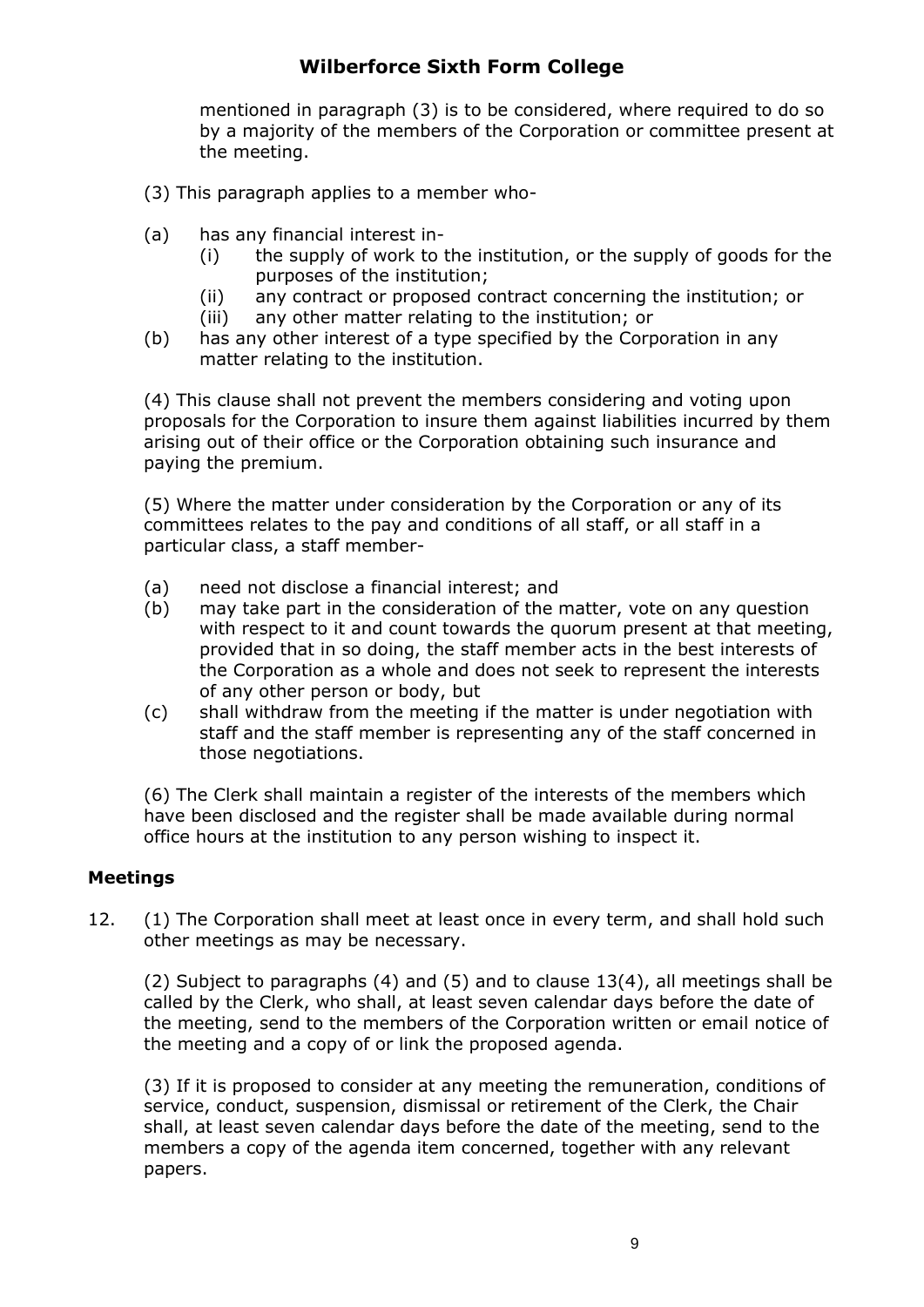mentioned in paragraph (3) is to be considered, where required to do so by a majority of the members of the Corporation or committee present at the meeting.

(3) This paragraph applies to a member who-

(a) has any financial interest in-
    (i) the supply of work to the institution, or the supply of goods for the purposes of the institution;
    (ii) any contract or proposed contract concerning the institution; or
    (iii) any other matter relating to the institution; or
(b) has any other interest of a type specified by the Corporation in any matter relating to the institution.

(4) This clause shall not prevent the members considering and voting upon proposals for the Corporation to insure them against liabilities incurred by them arising out of their office or the Corporation obtaining such insurance and paying the premium.

(5) Where the matter under consideration by the Corporation or any of its committees relates to the pay and conditions of all staff, or all staff in a particular class, a staff member-

(a) need not disclose a financial interest; and
(b) may take part in the consideration of the matter, vote on any question with respect to it and count towards the quorum present at that meeting, provided that in so doing, the staff member acts in the best interests of the Corporation as a whole and does not seek to represent the interests of any other person or body, but
(c) shall withdraw from the meeting if the matter is under negotiation with staff and the staff member is representing any of the staff concerned in those negotiations.

(6) The Clerk shall maintain a register of the interests of the members which have been disclosed and the register shall be made available during normal office hours at the institution to any person wishing to inspect it.

**Meetings**

12. (1) The Corporation shall meet at least once in every term, and shall hold such other meetings as may be necessary.

(2) Subject to paragraphs (4) and (5) and to clause 13(4), all meetings shall be called by the Clerk, who shall, at least seven calendar days before the date of the meeting, send to the members of the Corporation written or email notice of the meeting and a copy of or link the proposed agenda.

(3) If it is proposed to consider at any meeting the remuneration, conditions of service, conduct, suspension, dismissal or retirement of the Clerk, the Chair shall, at least seven calendar days before the date of the meeting, send to the members a copy of the agenda item concerned, together with any relevant papers.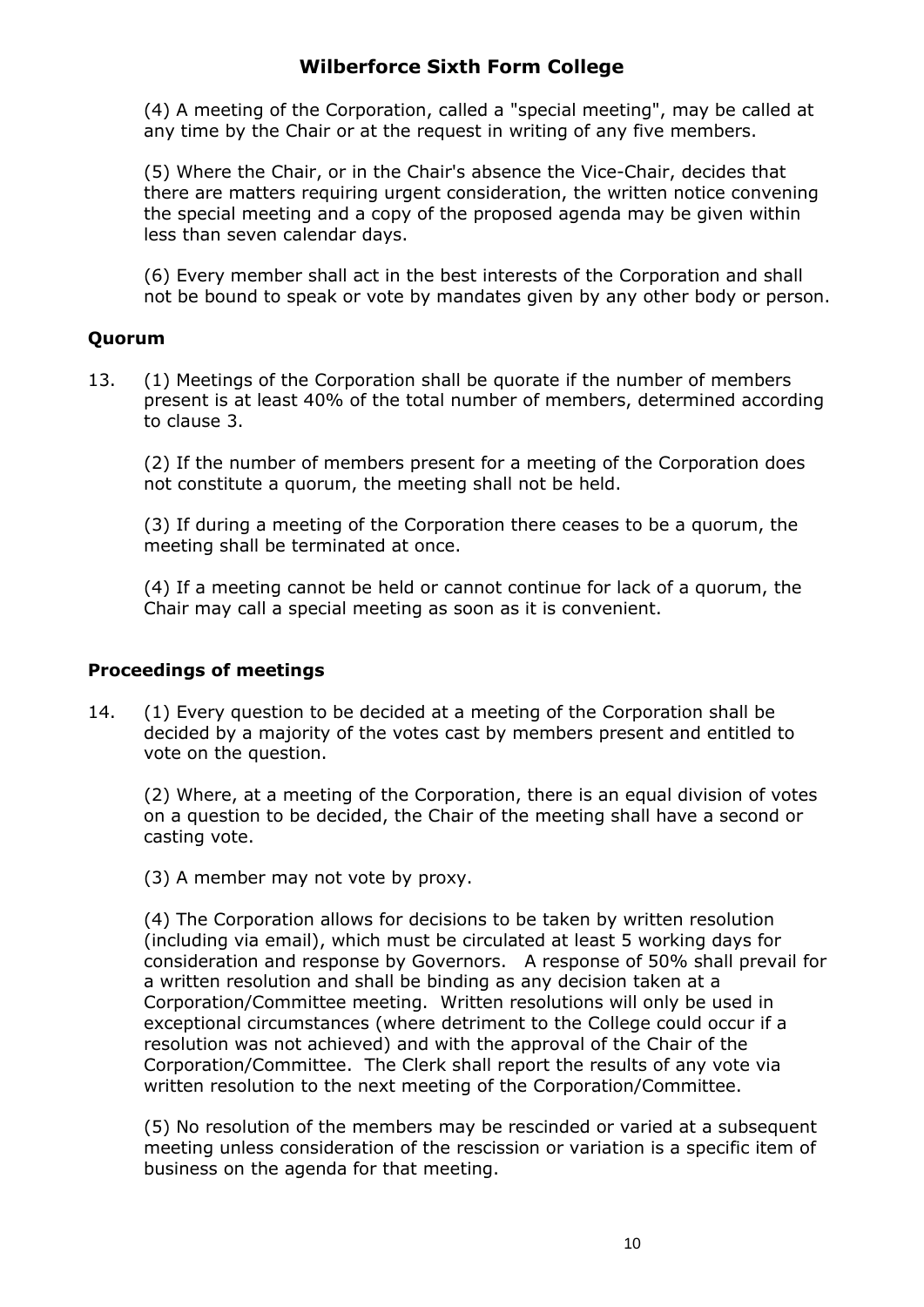(4) A meeting of the Corporation, called a "special meeting", may be called at any time by the Chair or at the request in writing of any five members.

(5) Where the Chair, or in the Chair's absence the Vice-Chair, decides that there are matters requiring urgent consideration, the written notice convening the special meeting and a copy of the proposed agenda may be given within less than seven calendar days.

(6) Every member shall act in the best interests of the Corporation and shall not be bound to speak or vote by mandates given by any other body or person.

### Quorum

13. (1) Meetings of the Corporation shall be quorate if the number of members present is at least 40% of the total number of members, determined according to clause 3.

(2) If the number of members present for a meeting of the Corporation does not constitute a quorum, the meeting shall not be held.

(3) If during a meeting of the Corporation there ceases to be a quorum, the meeting shall be terminated at once.

(4) If a meeting cannot be held or cannot continue for lack of a quorum, the Chair may call a special meeting as soon as it is convenient.

### Proceedings of meetings

14. (1) Every question to be decided at a meeting of the Corporation shall be decided by a majority of the votes cast by members present and entitled to vote on the question.

(2) Where, at a meeting of the Corporation, there is an equal division of votes on a question to be decided, the Chair of the meeting shall have a second or casting vote.

(3) A member may not vote by proxy.

(4) The Corporation allows for decisions to be taken by written resolution (including via email), which must be circulated at least 5 working days for consideration and response by Governors. A response of 50% shall prevail for a written resolution and shall be binding as any decision taken at a Corporation/Committee meeting. Written resolutions will only be used in exceptional circumstances (where detriment to the College could occur if a resolution was not achieved) and with the approval of the Chair of the Corporation/Committee. The Clerk shall report the results of any vote via written resolution to the next meeting of the Corporation/Committee.

(5) No resolution of the members may be rescinded or varied at a subsequent meeting unless consideration of the rescission or variation is a specific item of business on the agenda for that meeting.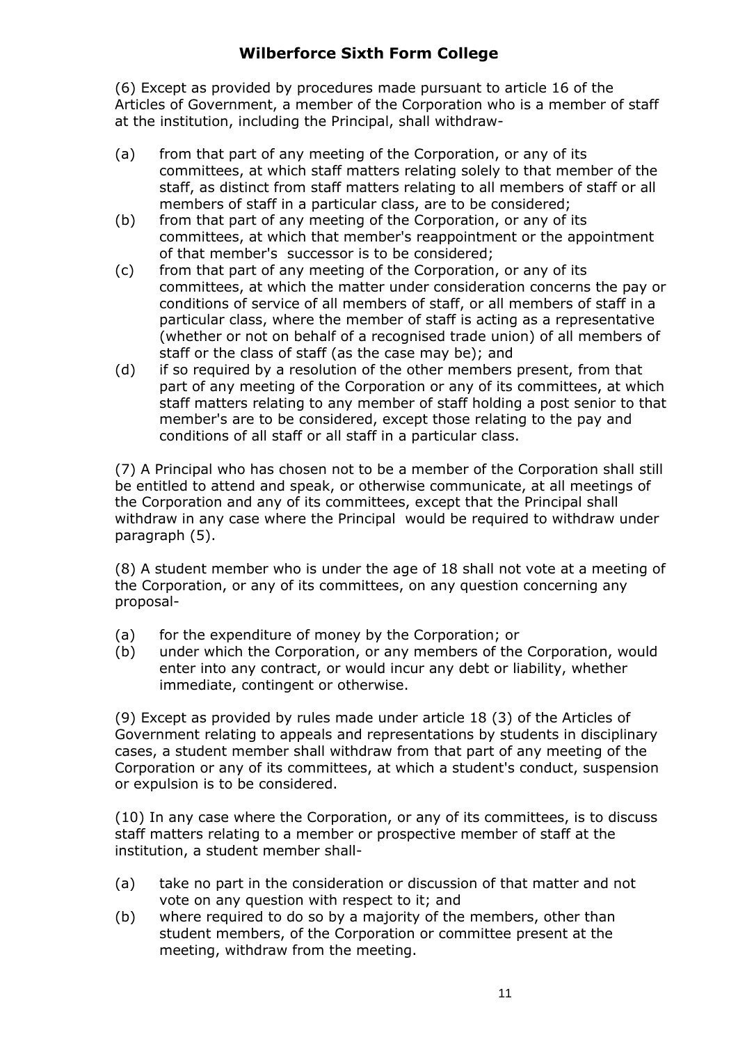(6) Except as provided by procedures made pursuant to article 16 of the Articles of Government, a member of the Corporation who is a member of staff at the institution, including the Principal, shall withdraw-

(a) from that part of any meeting of the Corporation, or any of its committees, at which staff matters relating solely to that member of the staff, as distinct from staff matters relating to all members of staff or all members of staff in a particular class, are to be considered;

(b) from that part of any meeting of the Corporation, or any of its committees, at which that member's reappointment or the appointment of that member's successor is to be considered;

(c) from that part of any meeting of the Corporation, or any of its committees, at which the matter under consideration concerns the pay or conditions of service of all members of staff, or all members of staff in a particular class, where the member of staff is acting as a representative (whether or not on behalf of a recognised trade union) of all members of staff or the class of staff (as the case may be); and

(d) if so required by a resolution of the other members present, from that part of any meeting of the Corporation or any of its committees, at which staff matters relating to any member of staff holding a post senior to that member's are to be considered, except those relating to the pay and conditions of all staff or all staff in a particular class.

(7) A Principal who has chosen not to be a member of the Corporation shall still be entitled to attend and speak, or otherwise communicate, at all meetings of the Corporation and any of its committees, except that the Principal shall withdraw in any case where the Principal would be required to withdraw under paragraph (5).

(8) A student member who is under the age of 18 shall not vote at a meeting of the Corporation, or any of its committees, on any question concerning any proposal-

(a) for the expenditure of money by the Corporation; or

(b) under which the Corporation, or any members of the Corporation, would enter into any contract, or would incur any debt or liability, whether immediate, contingent or otherwise.

(9) Except as provided by rules made under article 18 (3) of the Articles of Government relating to appeals and representations by students in disciplinary cases, a student member shall withdraw from that part of any meeting of the Corporation or any of its committees, at which a student's conduct, suspension or expulsion is to be considered.

(10) In any case where the Corporation, or any of its committees, is to discuss staff matters relating to a member or prospective member of staff at the institution, a student member shall-

(a) take no part in the consideration or discussion of that matter and not vote on any question with respect to it; and

(b) where required to do so by a majority of the members, other than student members, of the Corporation or committee present at the meeting, withdraw from the meeting.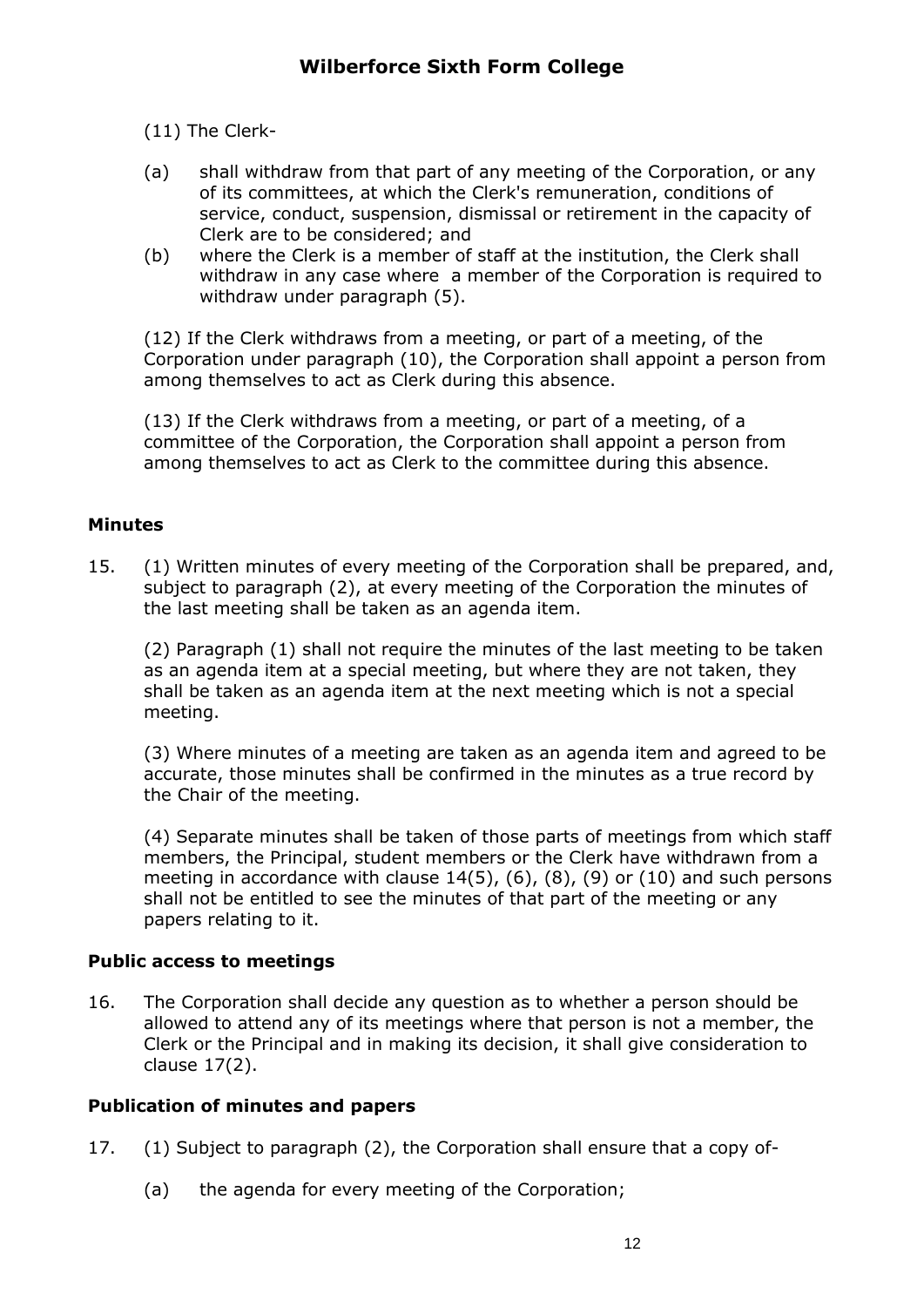(11) The Clerk-

(a) shall withdraw from that part of any meeting of the Corporation, or any of its committees, at which the Clerk's remuneration, conditions of service, conduct, suspension, dismissal or retirement in the capacity of Clerk are to be considered; and

(b) where the Clerk is a member of staff at the institution, the Clerk shall withdraw in any case where a member of the Corporation is required to withdraw under paragraph (5).

(12) If the Clerk withdraws from a meeting, or part of a meeting, of the Corporation under paragraph (10), the Corporation shall appoint a person from among themselves to act as Clerk during this absence.

(13) If the Clerk withdraws from a meeting, or part of a meeting, of a committee of the Corporation, the Corporation shall appoint a person from among themselves to act as Clerk to the committee during this absence.

### Minutes

15. (1) Written minutes of every meeting of the Corporation shall be prepared, and, subject to paragraph (2), at every meeting of the Corporation the minutes of the last meeting shall be taken as an agenda item.

(2) Paragraph (1) shall not require the minutes of the last meeting to be taken as an agenda item at a special meeting, but where they are not taken, they shall be taken as an agenda item at the next meeting which is not a special meeting.

(3) Where minutes of a meeting are taken as an agenda item and agreed to be accurate, those minutes shall be confirmed in the minutes as a true record by the Chair of the meeting.

(4) Separate minutes shall be taken of those parts of meetings from which staff members, the Principal, student members or the Clerk have withdrawn from a meeting in accordance with clause 14(5), (6), (8), (9) or (10) and such persons shall not be entitled to see the minutes of that part of the meeting or any papers relating to it.

### Public access to meetings

16. The Corporation shall decide any question as to whether a person should be allowed to attend any of its meetings where that person is not a member, the Clerk or the Principal and in making its decision, it shall give consideration to clause 17(2).

### Publication of minutes and papers

17. (1) Subject to paragraph (2), the Corporation shall ensure that a copy of-

(a) the agenda for every meeting of the Corporation;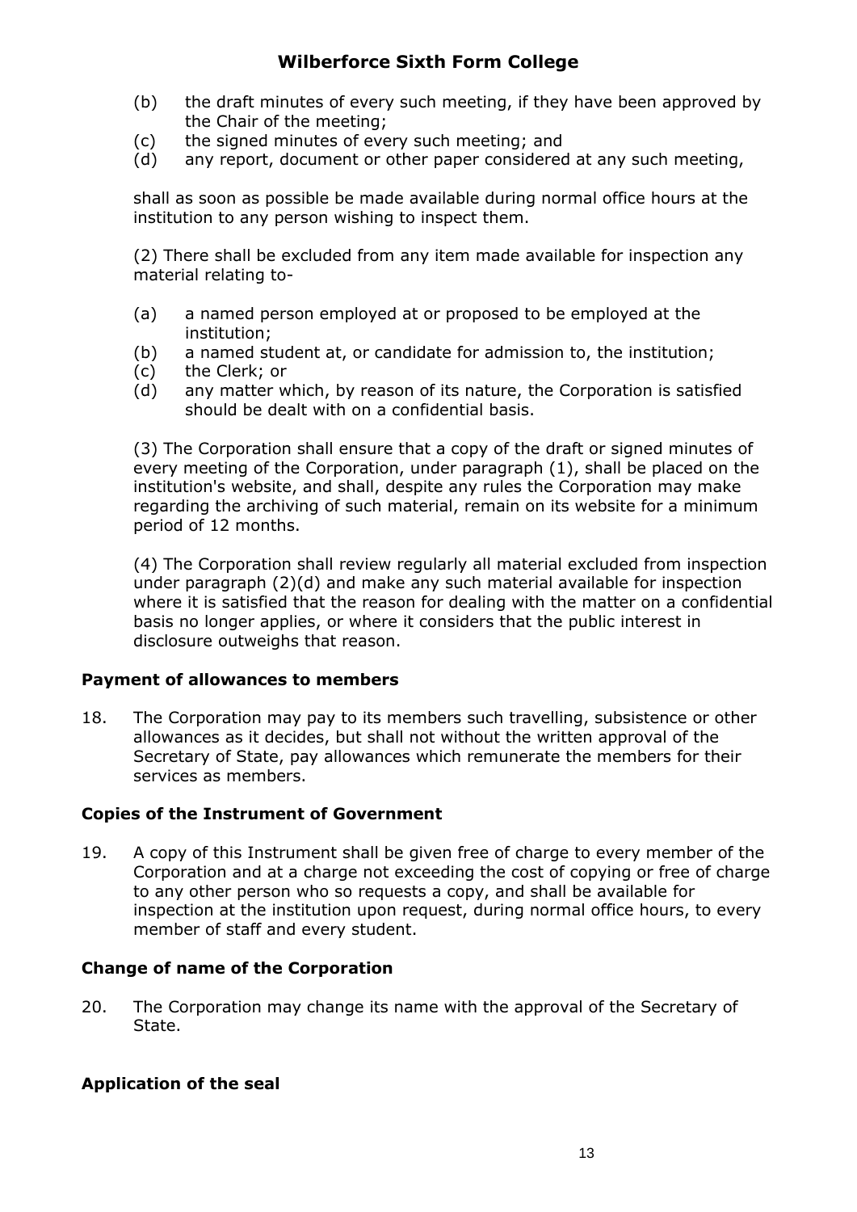(b) the draft minutes of every such meeting, if they have been approved by the Chair of the meeting;
(c) the signed minutes of every such meeting; and
(d) any report, document or other paper considered at any such meeting,

shall as soon as possible be made available during normal office hours at the institution to any person wishing to inspect them.

(2) There shall be excluded from any item made available for inspection any material relating to-

(a) a named person employed at or proposed to be employed at the institution;
(b) a named student at, or candidate for admission to, the institution;
(c) the Clerk; or
(d) any matter which, by reason of its nature, the Corporation is satisfied should be dealt with on a confidential basis.

(3) The Corporation shall ensure that a copy of the draft or signed minutes of every meeting of the Corporation, under paragraph (1), shall be placed on the institution's website, and shall, despite any rules the Corporation may make regarding the archiving of such material, remain on its website for a minimum period of 12 months.

(4) The Corporation shall review regularly all material excluded from inspection under paragraph (2)(d) and make any such material available for inspection where it is satisfied that the reason for dealing with the matter on a confidential basis no longer applies, or where it considers that the public interest in disclosure outweighs that reason.

### Payment of allowances to members

18. The Corporation may pay to its members such travelling, subsistence or other allowances as it decides, but shall not without the written approval of the Secretary of State, pay allowances which remunerate the members for their services as members.

### Copies of the Instrument of Government

19. A copy of this Instrument shall be given free of charge to every member of the Corporation and at a charge not exceeding the cost of copying or free of charge to any other person who so requests a copy, and shall be available for inspection at the institution upon request, during normal office hours, to every member of staff and every student.

### Change of name of the Corporation

20. The Corporation may change its name with the approval of the Secretary of State.

### Application of the seal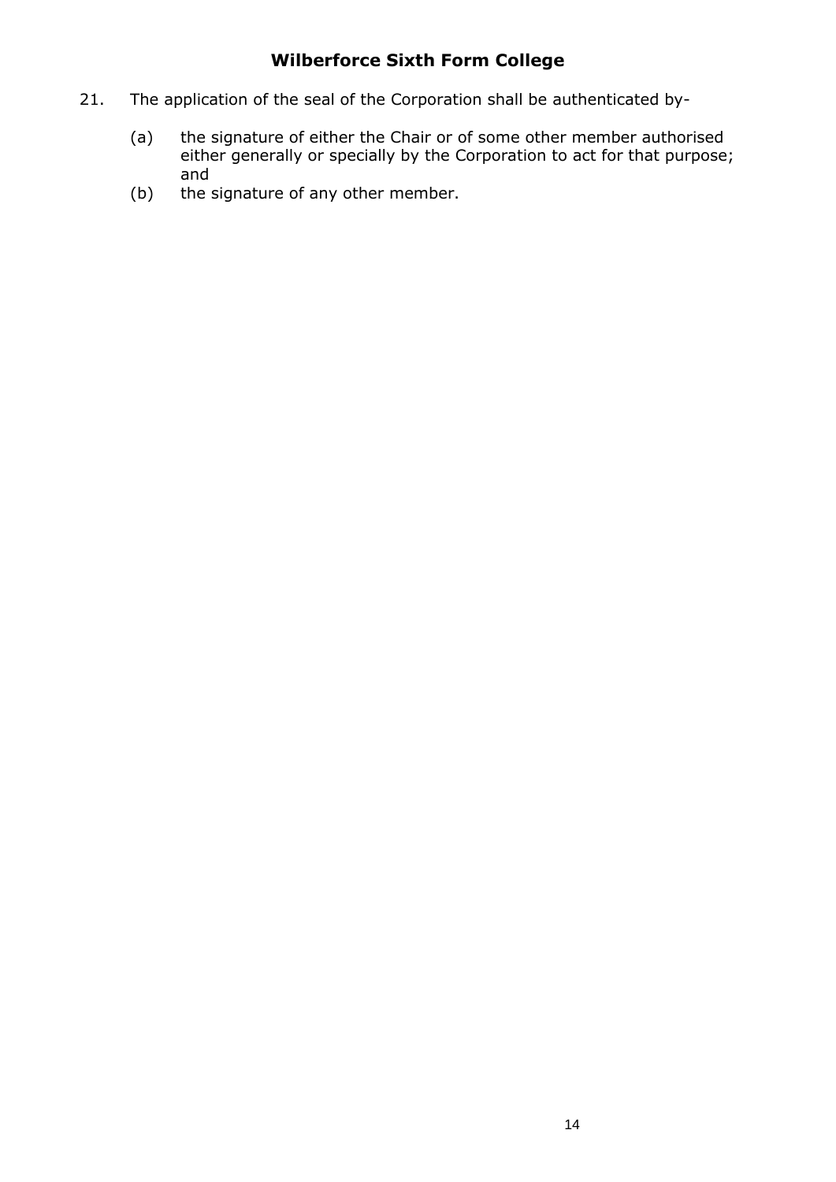21. The application of the seal of the Corporation shall be authenticated by-

    (a) the signature of either the Chair or of some other member authorised either generally or specially by the Corporation to act for that purpose; and
    (b) the signature of any other member.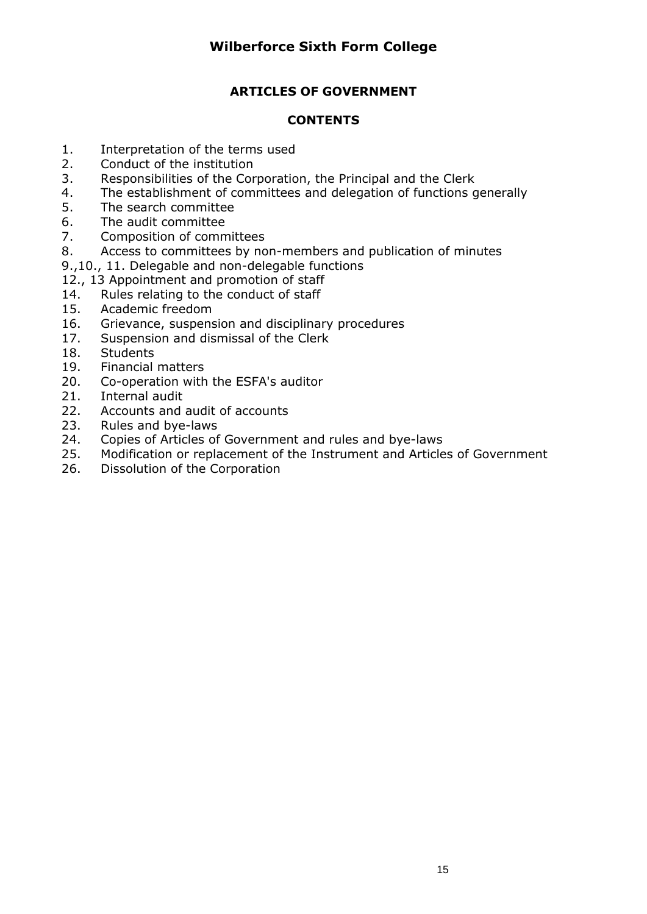# Wilberforce Sixth Form College

## ARTICLES OF GOVERNMENT

### CONTENTS

1. Interpretation of the terms used
2. Conduct of the institution
3. Responsibilities of the Corporation, the Principal and the Clerk
4. The establishment of committees and delegation of functions generally
5. The search committee
6. The audit committee
7. Composition of committees
8. Access to committees by non-members and publication of minutes

9.,10., 11. Delegable and non-delegable functions

12., 13 Appointment and promotion of staff

14. Rules relating to the conduct of staff
15. Academic freedom
16. Grievance, suspension and disciplinary procedures
17. Suspension and dismissal of the Clerk
18. Students
19. Financial matters
20. Co-operation with the ESFA's auditor
21. Internal audit
22. Accounts and audit of accounts
23. Rules and bye-laws
24. Copies of Articles of Government and rules and bye-laws
25. Modification or replacement of the Instrument and Articles of Government
26. Dissolution of the Corporation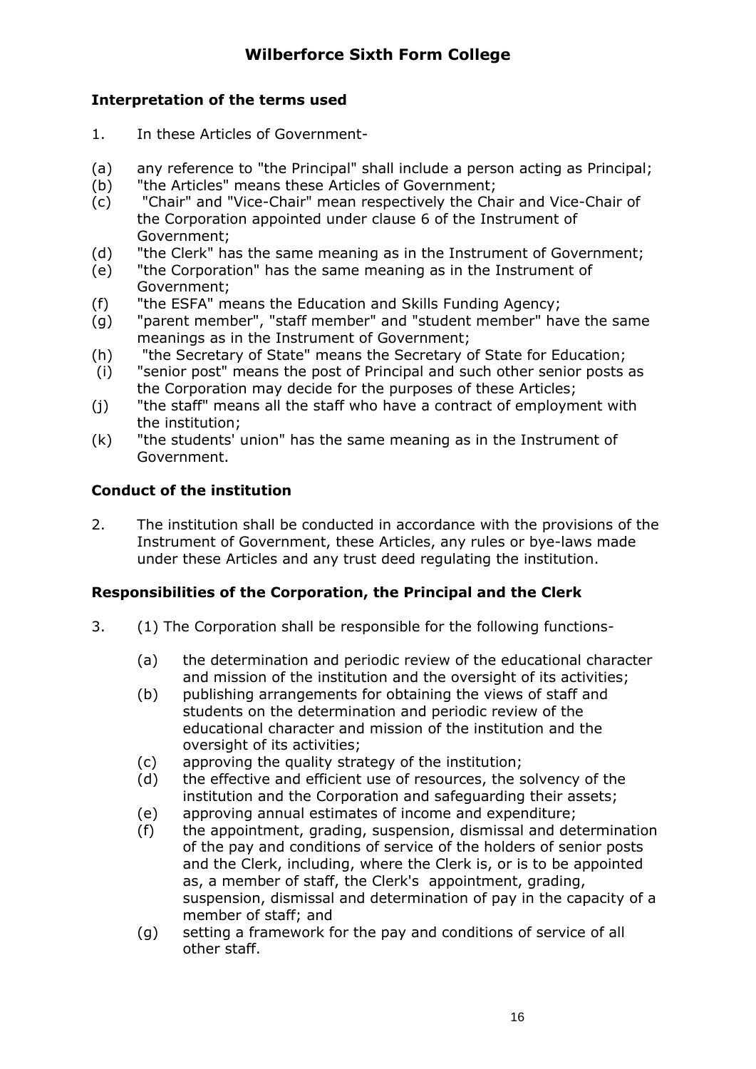# Wilberforce Sixth Form College

## Interpretation of the terms used

1. In these Articles of Government-

(a) any reference to "the Principal" shall include a person acting as Principal;
(b) "the Articles" means these Articles of Government;
(c) "Chair" and "Vice-Chair" mean respectively the Chair and Vice-Chair of the Corporation appointed under clause 6 of the Instrument of Government;
(d) "the Clerk" has the same meaning as in the Instrument of Government;
(e) "the Corporation" has the same meaning as in the Instrument of Government;
(f) "the ESFA" means the Education and Skills Funding Agency;
(g) "parent member", "staff member" and "student member" have the same meanings as in the Instrument of Government;
(h) "the Secretary of State" means the Secretary of State for Education;
(i) "senior post" means the post of Principal and such other senior posts as the Corporation may decide for the purposes of these Articles;
(j) "the staff" means all the staff who have a contract of employment with the institution;
(k) "the students' union" has the same meaning as in the Instrument of Government.

## Conduct of the institution

2. The institution shall be conducted in accordance with the provisions of the Instrument of Government, these Articles, any rules or bye-laws made under these Articles and any trust deed regulating the institution.

## Responsibilities of the Corporation, the Principal and the Clerk

3. (1) The Corporation shall be responsible for the following functions-

   (a) the determination and periodic review of the educational character and mission of the institution and the oversight of its activities;
   (b) publishing arrangements for obtaining the views of staff and students on the determination and periodic review of the educational character and mission of the institution and the oversight of its activities;
   (c) approving the quality strategy of the institution;
   (d) the effective and efficient use of resources, the solvency of the institution and the Corporation and safeguarding their assets;
   (e) approving annual estimates of income and expenditure;
   (f) the appointment, grading, suspension, dismissal and determination of the pay and conditions of service of the holders of senior posts and the Clerk, including, where the Clerk is, or is to be appointed as, a member of staff, the Clerk's appointment, grading, suspension, dismissal and determination of pay in the capacity of a member of staff; and
   (g) setting a framework for the pay and conditions of service of all other staff.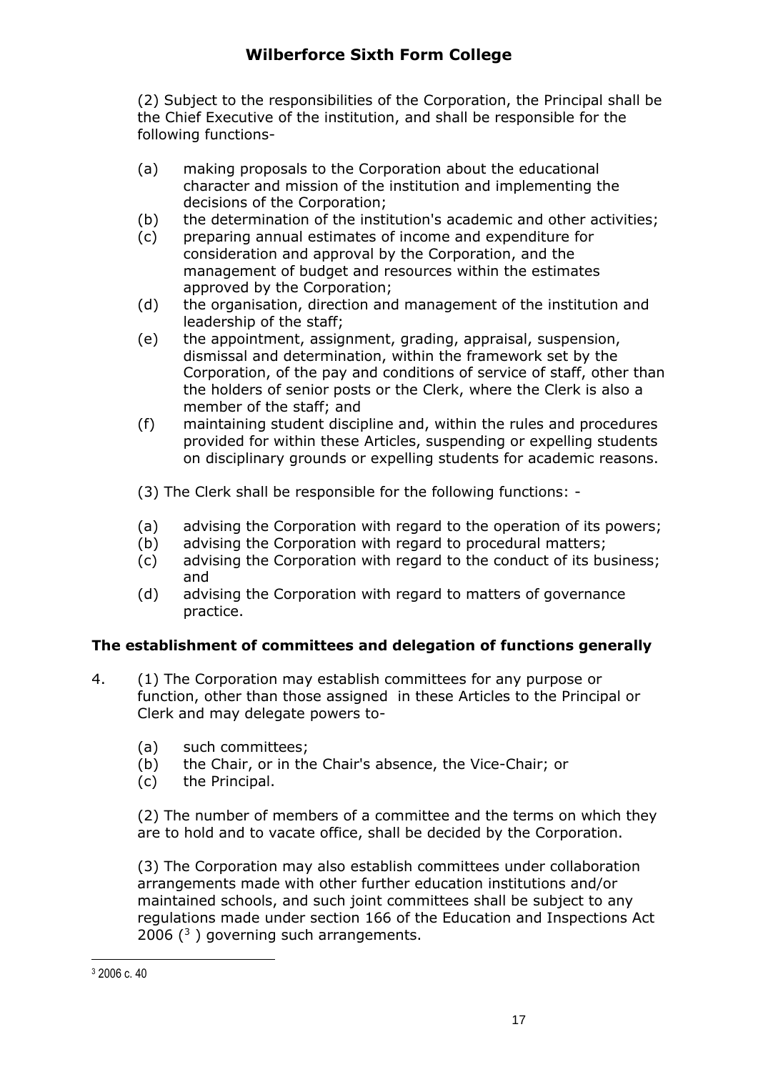(2) Subject to the responsibilities of the Corporation, the Principal shall be the Chief Executive of the institution, and shall be responsible for the following functions-

- (a) making proposals to the Corporation about the educational character and mission of the institution and implementing the decisions of the Corporation;
- (b) the determination of the institution's academic and other activities;
- (c) preparing annual estimates of income and expenditure for consideration and approval by the Corporation, and the management of budget and resources within the estimates approved by the Corporation;
- (d) the organisation, direction and management of the institution and leadership of the staff;
- (e) the appointment, assignment, grading, appraisal, suspension, dismissal and determination, within the framework set by the Corporation, of the pay and conditions of service of staff, other than the holders of senior posts or the Clerk, where the Clerk is also a member of the staff; and
- (f) maintaining student discipline and, within the rules and procedures provided for within these Articles, suspending or expelling students on disciplinary grounds or expelling students for academic reasons.

(3) The Clerk shall be responsible for the following functions: -

- (a) advising the Corporation with regard to the operation of its powers;
- (b) advising the Corporation with regard to procedural matters;
- (c) advising the Corporation with regard to the conduct of its business; and
- (d) advising the Corporation with regard to matters of governance practice.

### The establishment of committees and delegation of functions generally

4. (1) The Corporation may establish committees for any purpose or function, other than those assigned in these Articles to the Principal or Clerk and may delegate powers to-

   - (a) such committees;
   - (b) the Chair, or in the Chair's absence, the Vice-Chair; or
   - (c) the Principal.

   (2) The number of members of a committee and the terms on which they are to hold and to vacate office, shall be decided by the Corporation.

   (3) The Corporation may also establish committees under collaboration arrangements made with other further education institutions and/or maintained schools, and such joint committees shall be subject to any regulations made under section 166 of the Education and Inspections Act 2006 ([3]) governing such arrangements.

---

[3] 2006 c. 40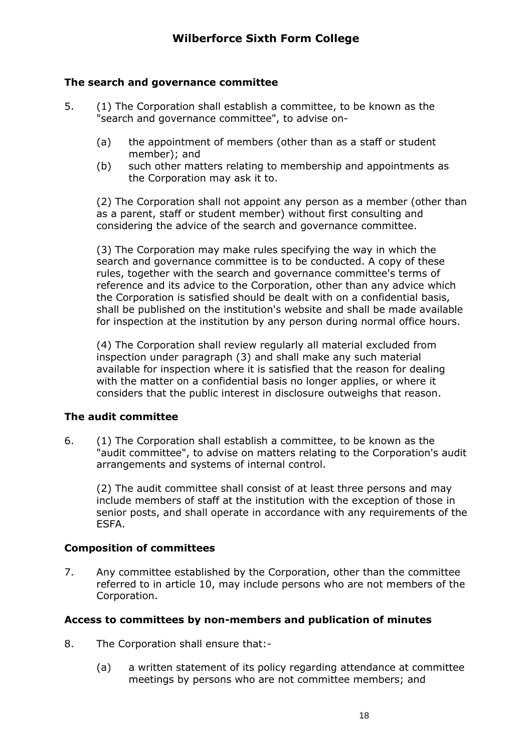### The search and governance committee

5. (1) The Corporation shall establish a committee, to be known as the "search and governance committee", to advise on-

   (a) the appointment of members (other than as a staff or student member); and
   
   (b) such other matters relating to membership and appointments as the Corporation may ask it to.

   (2) The Corporation shall not appoint any person as a member (other than as a parent, staff or student member) without first consulting and considering the advice of the search and governance committee.

   (3) The Corporation may make rules specifying the way in which the search and governance committee is to be conducted. A copy of these rules, together with the search and governance committee's terms of reference and its advice to the Corporation, other than any advice which the Corporation is satisfied should be dealt with on a confidential basis, shall be published on the institution's website and shall be made available for inspection at the institution by any person during normal office hours.

   (4) The Corporation shall review regularly all material excluded from inspection under paragraph (3) and shall make any such material available for inspection where it is satisfied that the reason for dealing with the matter on a confidential basis no longer applies, or where it considers that the public interest in disclosure outweighs that reason.

### The audit committee

6. (1) The Corporation shall establish a committee, to be known as the "audit committee", to advise on matters relating to the Corporation's audit arrangements and systems of internal control.

   (2) The audit committee shall consist of at least three persons and may include members of staff at the institution with the exception of those in senior posts, and shall operate in accordance with any requirements of the ESFA.

### Composition of committees

7. Any committee established by the Corporation, other than the committee referred to in article 10, may include persons who are not members of the Corporation.

### Access to committees by non-members and publication of minutes

8. The Corporation shall ensure that:-

   (a) a written statement of its policy regarding attendance at committee meetings by persons who are not committee members; and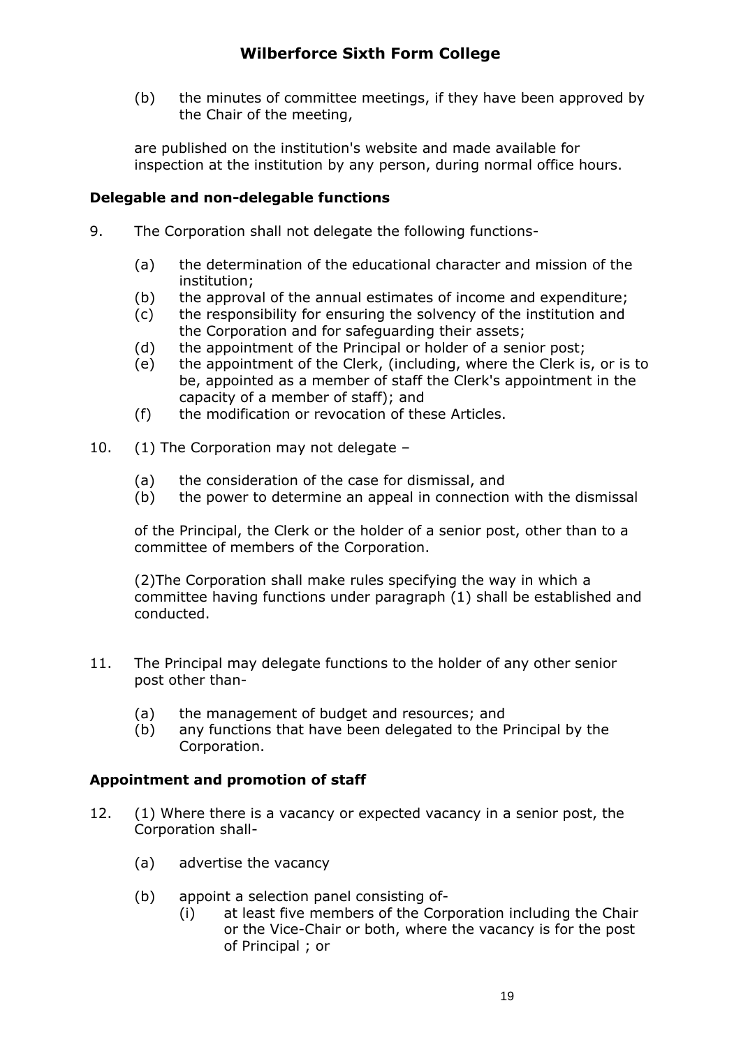(b) the minutes of committee meetings, if they have been approved by the Chair of the meeting,

are published on the institution's website and made available for inspection at the institution by any person, during normal office hours.

### Delegable and non-delegable functions

9. The Corporation shall not delegate the following functions-

   (a) the determination of the educational character and mission of the institution;
   (b) the approval of the annual estimates of income and expenditure;
   (c) the responsibility for ensuring the solvency of the institution and the Corporation and for safeguarding their assets;
   (d) the appointment of the Principal or holder of a senior post;
   (e) the appointment of the Clerk, (including, where the Clerk is, or is to be, appointed as a member of staff the Clerk's appointment in the capacity of a member of staff); and
   (f) the modification or revocation of these Articles.

10. (1) The Corporation may not delegate –

   (a) the consideration of the case for dismissal, and
   (b) the power to determine an appeal in connection with the dismissal

   of the Principal, the Clerk or the holder of a senior post, other than to a committee of members of the Corporation.

   (2)The Corporation shall make rules specifying the way in which a committee having functions under paragraph (1) shall be established and conducted.

11. The Principal may delegate functions to the holder of any other senior post other than-

   (a) the management of budget and resources; and
   (b) any functions that have been delegated to the Principal by the Corporation.

### Appointment and promotion of staff

12. (1) Where there is a vacancy or expected vacancy in a senior post, the Corporation shall-

   (a) advertise the vacancy

   (b) appoint a selection panel consisting of-
      (i) at least five members of the Corporation including the Chair or the Vice-Chair or both, where the vacancy is for the post of Principal ; or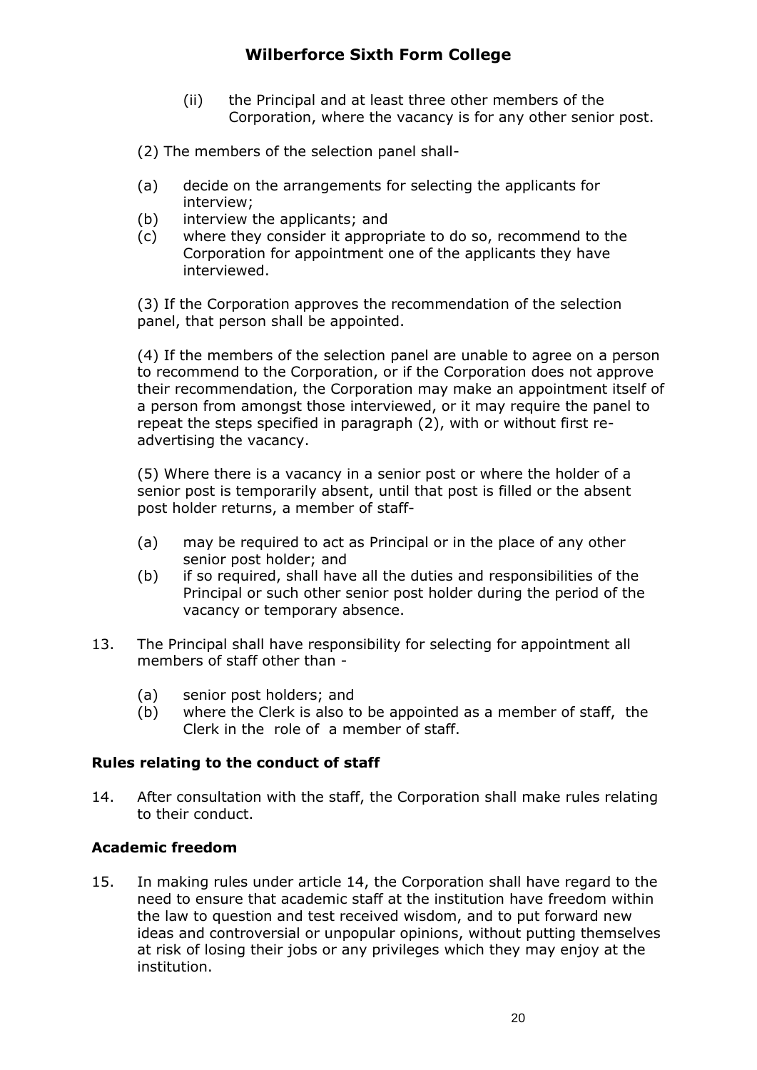(ii) the Principal and at least three other members of the Corporation, where the vacancy is for any other senior post.

(2) The members of the selection panel shall-

(a) decide on the arrangements for selecting the applicants for interview;
(b) interview the applicants; and
(c) where they consider it appropriate to do so, recommend to the Corporation for appointment one of the applicants they have interviewed.

(3) If the Corporation approves the recommendation of the selection panel, that person shall be appointed.

(4) If the members of the selection panel are unable to agree on a person to recommend to the Corporation, or if the Corporation does not approve their recommendation, the Corporation may make an appointment itself of a person from amongst those interviewed, or it may require the panel to repeat the steps specified in paragraph (2), with or without first re-advertising the vacancy.

(5) Where there is a vacancy in a senior post or where the holder of a senior post is temporarily absent, until that post is filled or the absent post holder returns, a member of staff-

(a) may be required to act as Principal or in the place of any other senior post holder; and
(b) if so required, shall have all the duties and responsibilities of the Principal or such other senior post holder during the period of the vacancy or temporary absence.

13. The Principal shall have responsibility for selecting for appointment all members of staff other than -

    (a) senior post holders; and
    (b) where the Clerk is also to be appointed as a member of staff, the Clerk in the role of a member of staff.

### Rules relating to the conduct of staff

14. After consultation with the staff, the Corporation shall make rules relating to their conduct.

### Academic freedom

15. In making rules under article 14, the Corporation shall have regard to the need to ensure that academic staff at the institution have freedom within the law to question and test received wisdom, and to put forward new ideas and controversial or unpopular opinions, without putting themselves at risk of losing their jobs or any privileges which they may enjoy at the institution.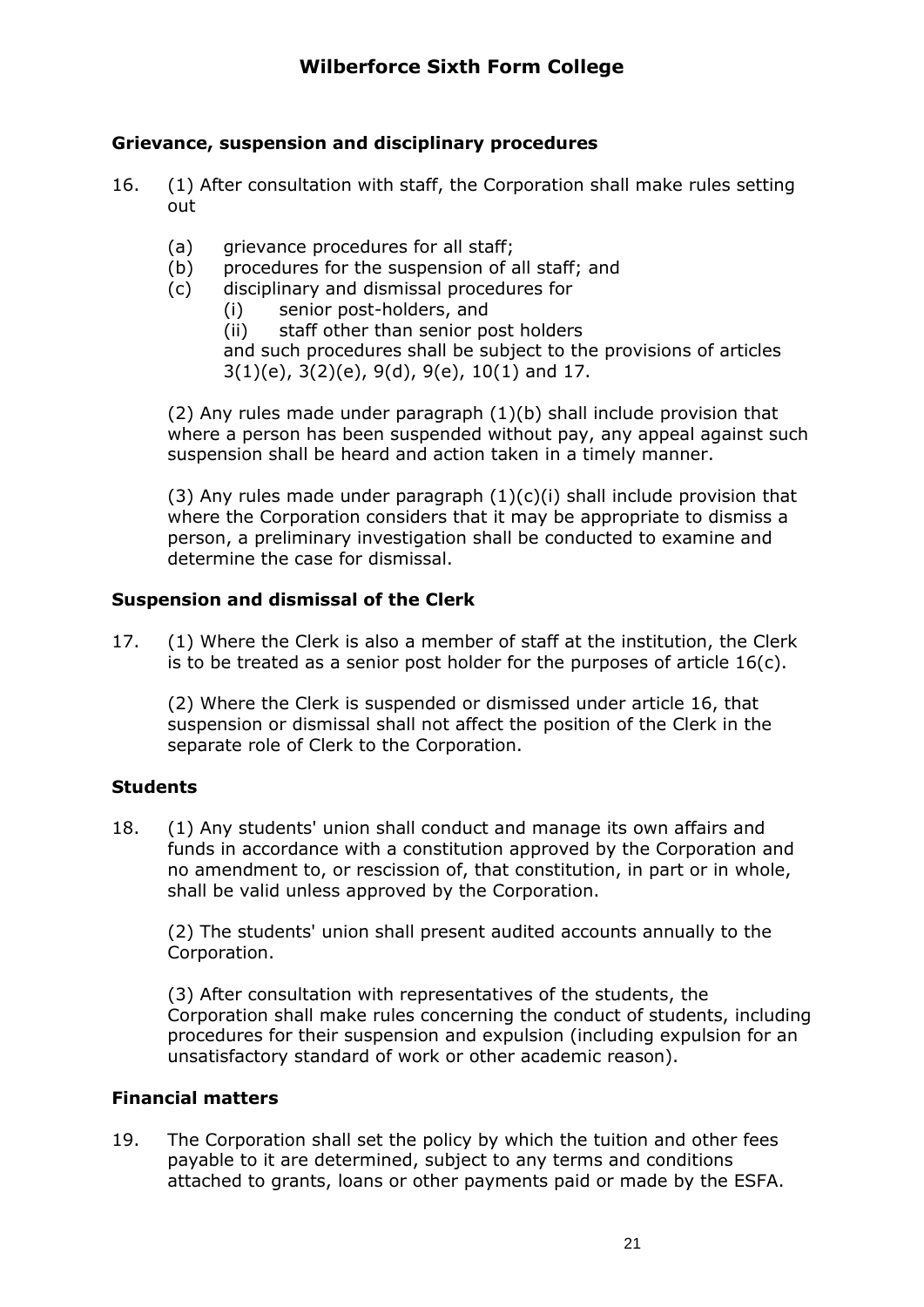**Grievance, suspension and disciplinary procedures**

16. (1) After consultation with staff, the Corporation shall make rules setting out

    (a) grievance procedures for all staff;
    (b) procedures for the suspension of all staff; and
    (c) disciplinary and dismissal procedures for
        (i) senior post-holders, and
        (ii) staff other than senior post holders

    and such procedures shall be subject to the provisions of articles 3(1)(e), 3(2)(e), 9(d), 9(e), 10(1) and 17.

    (2) Any rules made under paragraph (1)(b) shall include provision that where a person has been suspended without pay, any appeal against such suspension shall be heard and action taken in a timely manner.

    (3) Any rules made under paragraph (1)(c)(i) shall include provision that where the Corporation considers that it may be appropriate to dismiss a person, a preliminary investigation shall be conducted to examine and determine the case for dismissal.

**Suspension and dismissal of the Clerk**

17. (1) Where the Clerk is also a member of staff at the institution, the Clerk is to be treated as a senior post holder for the purposes of article 16(c).

    (2) Where the Clerk is suspended or dismissed under article 16, that suspension or dismissal shall not affect the position of the Clerk in the separate role of Clerk to the Corporation.

**Students**

18. (1) Any students' union shall conduct and manage its own affairs and funds in accordance with a constitution approved by the Corporation and no amendment to, or rescission of, that constitution, in part or in whole, shall be valid unless approved by the Corporation.

    (2) The students' union shall present audited accounts annually to the Corporation.

    (3) After consultation with representatives of the students, the Corporation shall make rules concerning the conduct of students, including procedures for their suspension and expulsion (including expulsion for an unsatisfactory standard of work or other academic reason).

**Financial matters**

19. The Corporation shall set the policy by which the tuition and other fees payable to it are determined, subject to any terms and conditions attached to grants, loans or other payments paid or made by the ESFA.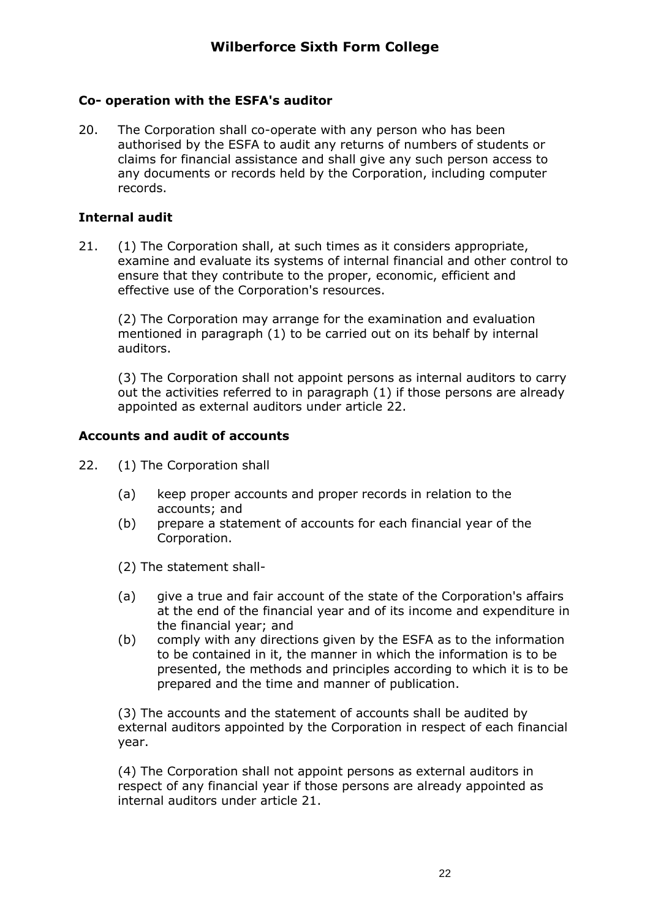### Co- operation with the ESFA's auditor

20. The Corporation shall co-operate with any person who has been authorised by the ESFA to audit any returns of numbers of students or claims for financial assistance and shall give any such person access to any documents or records held by the Corporation, including computer records.

### Internal audit

21. (1) The Corporation shall, at such times as it considers appropriate, examine and evaluate its systems of internal financial and other control to ensure that they contribute to the proper, economic, efficient and effective use of the Corporation's resources.

    (2) The Corporation may arrange for the examination and evaluation mentioned in paragraph (1) to be carried out on its behalf by internal auditors.

    (3) The Corporation shall not appoint persons as internal auditors to carry out the activities referred to in paragraph (1) if those persons are already appointed as external auditors under article 22.

### Accounts and audit of accounts

22. (1) The Corporation shall

    (a) keep proper accounts and proper records in relation to the accounts; and
    (b) prepare a statement of accounts for each financial year of the Corporation.

    (2) The statement shall-

    (a) give a true and fair account of the state of the Corporation's affairs at the end of the financial year and of its income and expenditure in the financial year; and
    (b) comply with any directions given by the ESFA as to the information to be contained in it, the manner in which the information is to be presented, the methods and principles according to which it is to be prepared and the time and manner of publication.

    (3) The accounts and the statement of accounts shall be audited by external auditors appointed by the Corporation in respect of each financial year.

    (4) The Corporation shall not appoint persons as external auditors in respect of any financial year if those persons are already appointed as internal auditors under article 21.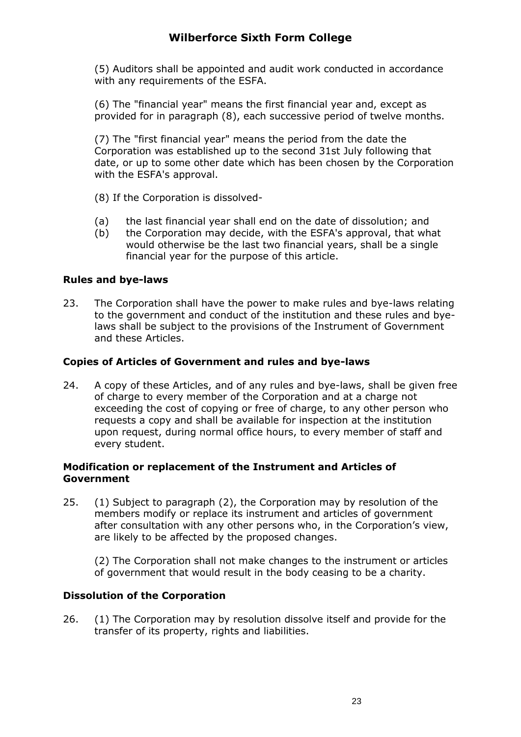(5) Auditors shall be appointed and audit work conducted in accordance with any requirements of the ESFA.

(6) The "financial year" means the first financial year and, except as provided for in paragraph (8), each successive period of twelve months.

(7) The "first financial year" means the period from the date the Corporation was established up to the second 31st July following that date, or up to some other date which has been chosen by the Corporation with the ESFA's approval.

(8) If the Corporation is dissolved-

(a) the last financial year shall end on the date of dissolution; and
(b) the Corporation may decide, with the ESFA's approval, that what would otherwise be the last two financial years, shall be a single financial year for the purpose of this article.

**Rules and bye-laws**

23. The Corporation shall have the power to make rules and bye-laws relating to the government and conduct of the institution and these rules and bye-laws shall be subject to the provisions of the Instrument of Government and these Articles.

**Copies of Articles of Government and rules and bye-laws**

24. A copy of these Articles, and of any rules and bye-laws, shall be given free of charge to every member of the Corporation and at a charge not exceeding the cost of copying or free of charge, to any other person who requests a copy and shall be available for inspection at the institution upon request, during normal office hours, to every member of staff and every student.

**Modification or replacement of the Instrument and Articles of Government**

25. (1) Subject to paragraph (2), the Corporation may by resolution of the members modify or replace its instrument and articles of government after consultation with any other persons who, in the Corporation's view, are likely to be affected by the proposed changes.

(2) The Corporation shall not make changes to the instrument or articles of government that would result in the body ceasing to be a charity.

**Dissolution of the Corporation**

26. (1) The Corporation may by resolution dissolve itself and provide for the transfer of its property, rights and liabilities.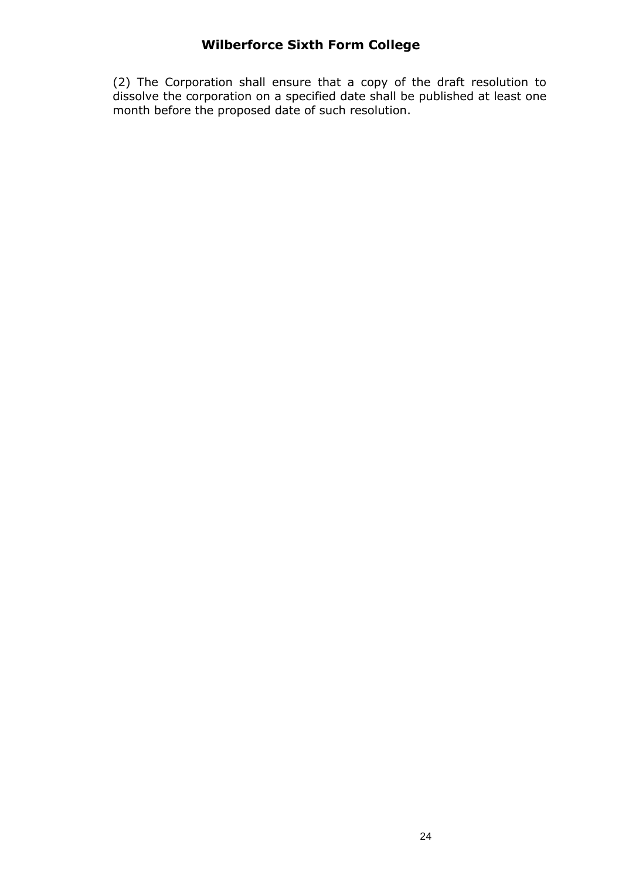(2) The Corporation shall ensure that a copy of the draft resolution to dissolve the corporation on a specified date shall be published at least one month before the proposed date of such resolution.